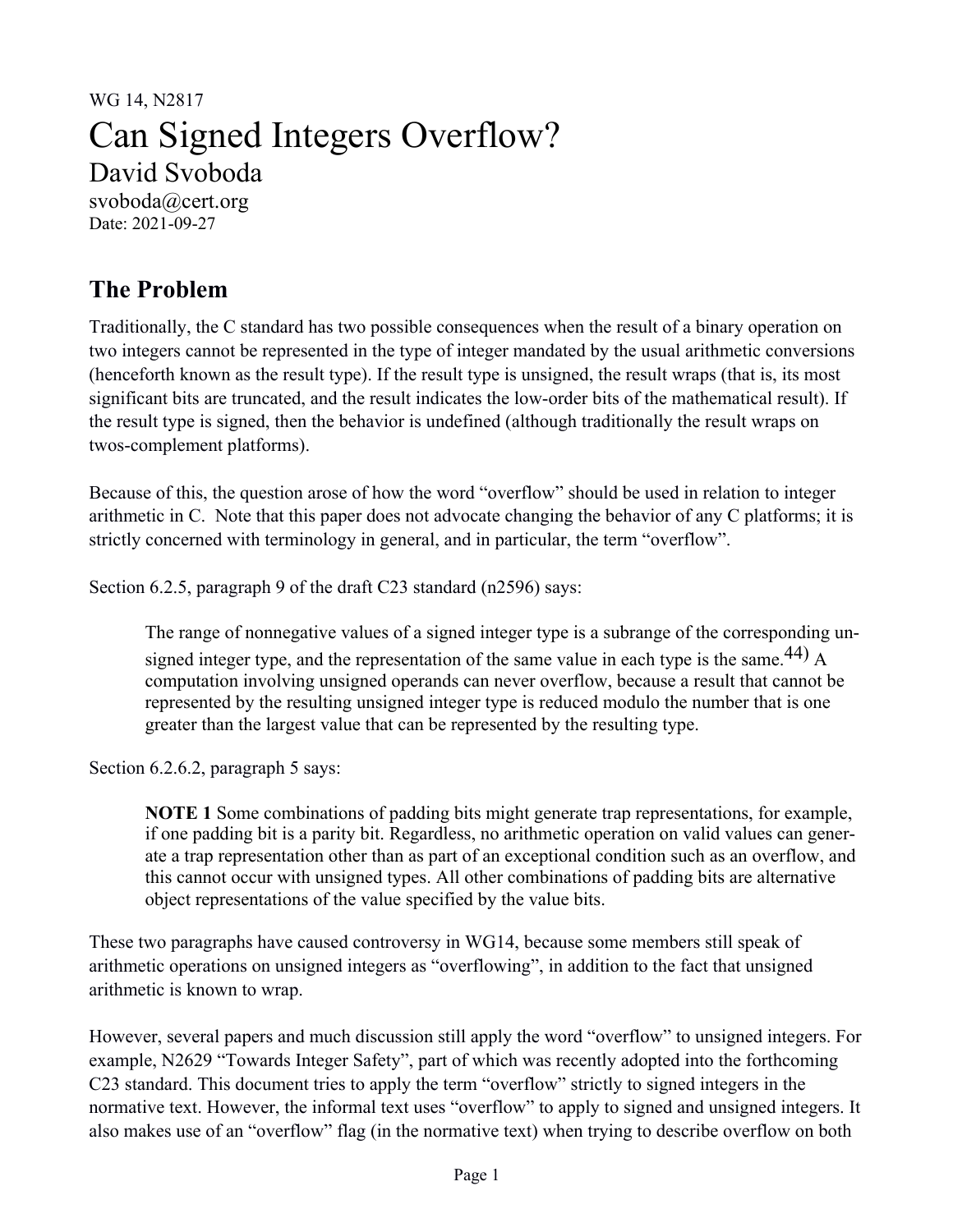WG 14, N2817

# Can Signed Integers Overflow?

David Svoboda

svoboda@cert.org

Date: 2021-09-27

## The Problem

Traditionally, the C standard has two possible consequences when the result of a binary operation on two integers cannot be represented in the type of integer mandated by the usual arithmetic conversions (henceforth known as the result type). If the result type is unsigned, the result wraps (that is, its most significant bits are truncated, and the result indicates the low-order bits of the mathematical result). If the result type is signed, then the behavior is undefined (although traditionally the result wraps on twos-complement platforms).

Because of this, the question arose of how the word "overflow" should be used in relation to integer arithmetic in C. Note that this paper does not advocate changing the behavior of any C platforms; it is strictly concerned with terminology in general, and in particular, the term "overflow".

Section 6.2.5, paragraph 9 of the draft C23 standard (n2596) says:

> The range of nonnegative values of a signed integer type is a subrange of the corresponding unsigned integer type, and the representation of the same value in each type is the same.[44] A computation involving unsigned operands can never overflow, because a result that cannot be represented by the resulting unsigned integer type is reduced modulo the number that is one greater than the largest value that can be represented by the resulting type.

Section 6.2.6.2, paragraph 5 says:

> **NOTE 1** Some combinations of padding bits might generate trap representations, for example, if one padding bit is a parity bit. Regardless, no arithmetic operation on valid values can generate a trap representation other than as part of an exceptional condition such as an overflow, and this cannot occur with unsigned types. All other combinations of padding bits are alternative object representations of the value specified by the value bits.

These two paragraphs have caused controversy in WG14, because some members still speak of arithmetic operations on unsigned integers as "overflowing", in addition to the fact that unsigned arithmetic is known to wrap.

However, several papers and much discussion still apply the word "overflow" to unsigned integers. For example, N2629 "Towards Integer Safety", part of which was recently adopted into the forthcoming C23 standard. This document tries to apply the term "overflow" strictly to signed integers in the normative text. However, the informal text uses "overflow" to apply to signed and unsigned integers. It also makes use of an "overflow" flag (in the normative text) when trying to describe overflow on both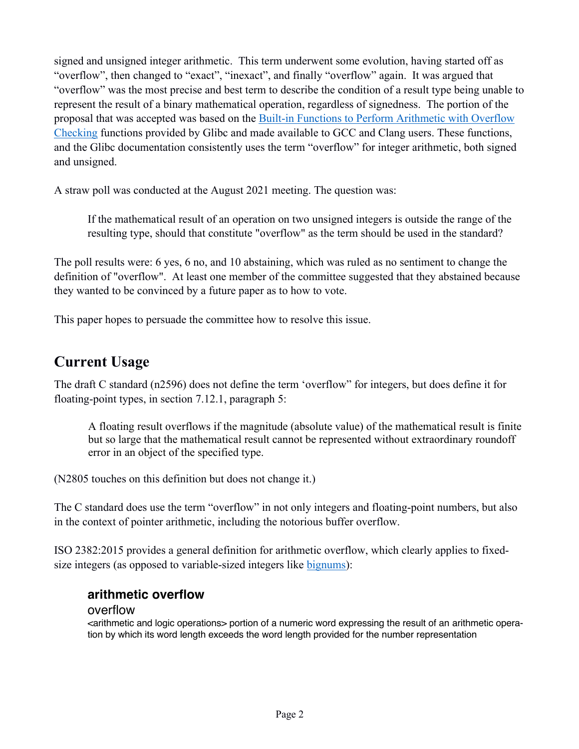signed and unsigned integer arithmetic. This term underwent some evolution, having started off as "overflow", then changed to "exact", "inexact", and finally "overflow" again. It was argued that "overflow" was the most precise and best term to describe the condition of a result type being unable to represent the result of a binary mathematical operation, regardless of signedness. The portion of the proposal that was accepted was based on the [Built-in Functions to Perform Arithmetic with Overflow Checking]() functions provided by Glibc and made available to GCC and Clang users. These functions, and the Glibc documentation consistently uses the term "overflow" for integer arithmetic, both signed and unsigned.

A straw poll was conducted at the August 2021 meeting. The question was:

> If the mathematical result of an operation on two unsigned integers is outside the range of the resulting type, should that constitute "overflow" as the term should be used in the standard?

The poll results were: 6 yes, 6 no, and 10 abstaining, which was ruled as no sentiment to change the definition of "overflow". At least one member of the committee suggested that they abstained because they wanted to be convinced by a future paper as to how to vote.

This paper hopes to persuade the committee how to resolve this issue.

## Current Usage

The draft C standard (n2596) does not define the term 'overflow" for integers, but does define it for floating-point types, in section 7.12.1, paragraph 5:

> A floating result overflows if the magnitude (absolute value) of the mathematical result is finite but so large that the mathematical result cannot be represented without extraordinary roundoff error in an object of the specified type.

(N2805 touches on this definition but does not change it.)

The C standard does use the term "overflow" in not only integers and floating-point numbers, but also in the context of pointer arithmetic, including the notorious buffer overflow.

ISO 2382:2015 provides a general definition for arithmetic overflow, which clearly applies to fixed-size integers (as opposed to variable-sized integers like [bignums]()):

> **arithmetic overflow**
>
> overflow
>
> <arithmetic and logic operations> portion of a numeric word expressing the result of an arithmetic operation by which its word length exceeds the word length provided for the number representation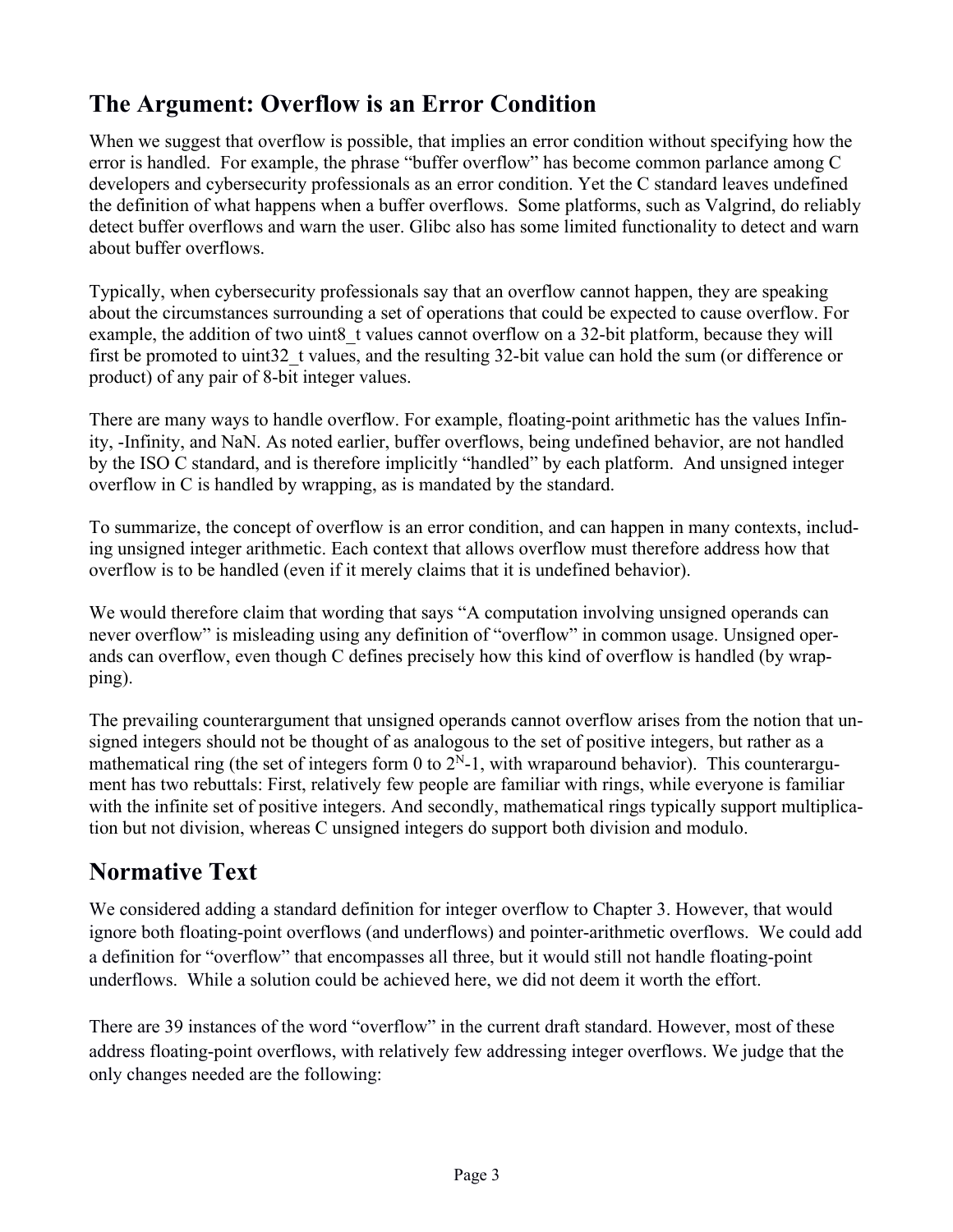## The Argument: Overflow is an Error Condition

When we suggest that overflow is possible, that implies an error condition without specifying how the error is handled. For example, the phrase "buffer overflow" has become common parlance among C developers and cybersecurity professionals as an error condition. Yet the C standard leaves undefined the definition of what happens when a buffer overflows. Some platforms, such as Valgrind, do reliably detect buffer overflows and warn the user. Glibc also has some limited functionality to detect and warn about buffer overflows.

Typically, when cybersecurity professionals say that an overflow cannot happen, they are speaking about the circumstances surrounding a set of operations that could be expected to cause overflow. For example, the addition of two uint8_t values cannot overflow on a 32-bit platform, because they will first be promoted to uint32_t values, and the resulting 32-bit value can hold the sum (or difference or product) of any pair of 8-bit integer values.

There are many ways to handle overflow. For example, floating-point arithmetic has the values Infinity, -Infinity, and NaN. As noted earlier, buffer overflows, being undefined behavior, are not handled by the ISO C standard, and is therefore implicitly "handled" by each platform. And unsigned integer overflow in C is handled by wrapping, as is mandated by the standard.

To summarize, the concept of overflow is an error condition, and can happen in many contexts, including unsigned integer arithmetic. Each context that allows overflow must therefore address how that overflow is to be handled (even if it merely claims that it is undefined behavior).

We would therefore claim that wording that says "A computation involving unsigned operands can never overflow" is misleading using any definition of "overflow" in common usage. Unsigned operands can overflow, even though C defines precisely how this kind of overflow is handled (by wrapping).

The prevailing counterargument that unsigned operands cannot overflow arises from the notion that unsigned integers should not be thought of as analogous to the set of positive integers, but rather as a mathematical ring (the set of integers form 0 to $2^N$-1, with wraparound behavior). This counterargument has two rebuttals: First, relatively few people are familiar with rings, while everyone is familiar with the infinite set of positive integers. And secondly, mathematical rings typically support multiplication but not division, whereas C unsigned integers do support both division and modulo.

## Normative Text

We considered adding a standard definition for integer overflow to Chapter 3. However, that would ignore both floating-point overflows (and underflows) and pointer-arithmetic overflows. We could add a definition for "overflow" that encompasses all three, but it would still not handle floating-point underflows. While a solution could be achieved here, we did not deem it worth the effort.

There are 39 instances of the word "overflow" in the current draft standard. However, most of these address floating-point overflows, with relatively few addressing integer overflows. We judge that the only changes needed are the following: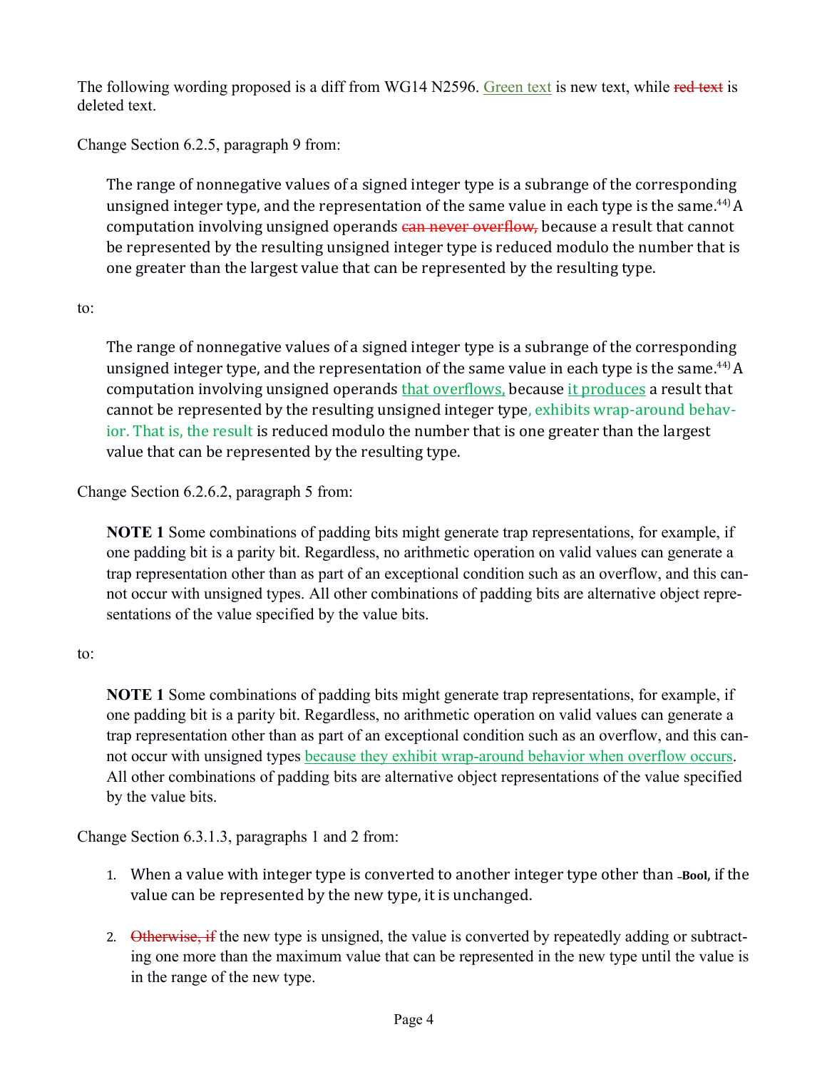The following wording proposed is a diff from WG14 N2596. Green text is new text, while ~~red text~~ is deleted text.

Change Section 6.2.5, paragraph 9 from:

> The range of nonnegative values of a signed integer type is a subrange of the corresponding unsigned integer type, and the representation of the same value in each type is the same.[44] A computation involving unsigned operands ~~can never overflow,~~ because a result that cannot be represented by the resulting unsigned integer type is reduced modulo the number that is one greater than the largest value that can be represented by the resulting type.

to:

> The range of nonnegative values of a signed integer type is a subrange of the corresponding unsigned integer type, and the representation of the same value in each type is the same.[44] A computation involving unsigned operands that overflows, because it produces a result that cannot be represented by the resulting unsigned integer type, exhibits wrap-around behavior. That is, the result is reduced modulo the number that is one greater than the largest value that can be represented by the resulting type.

Change Section 6.2.6.2, paragraph 5 from:

> **NOTE 1** Some combinations of padding bits might generate trap representations, for example, if one padding bit is a parity bit. Regardless, no arithmetic operation on valid values can generate a trap representation other than as part of an exceptional condition such as an overflow, and this cannot occur with unsigned types. All other combinations of padding bits are alternative object representations of the value specified by the value bits.

to:

> **NOTE 1** Some combinations of padding bits might generate trap representations, for example, if one padding bit is a parity bit. Regardless, no arithmetic operation on valid values can generate a trap representation other than as part of an exceptional condition such as an overflow, and this cannot occur with unsigned types because they exhibit wrap-around behavior when overflow occurs. All other combinations of padding bits are alternative object representations of the value specified by the value bits.

Change Section 6.3.1.3, paragraphs 1 and 2 from:

> 1. When a value with integer type is converted to another integer type other than **_Bool**, if the value can be represented by the new type, it is unchanged.
>
> 2. ~~Otherwise, if~~ the new type is unsigned, the value is converted by repeatedly adding or subtracting one more than the maximum value that can be represented in the new type until the value is in the range of the new type.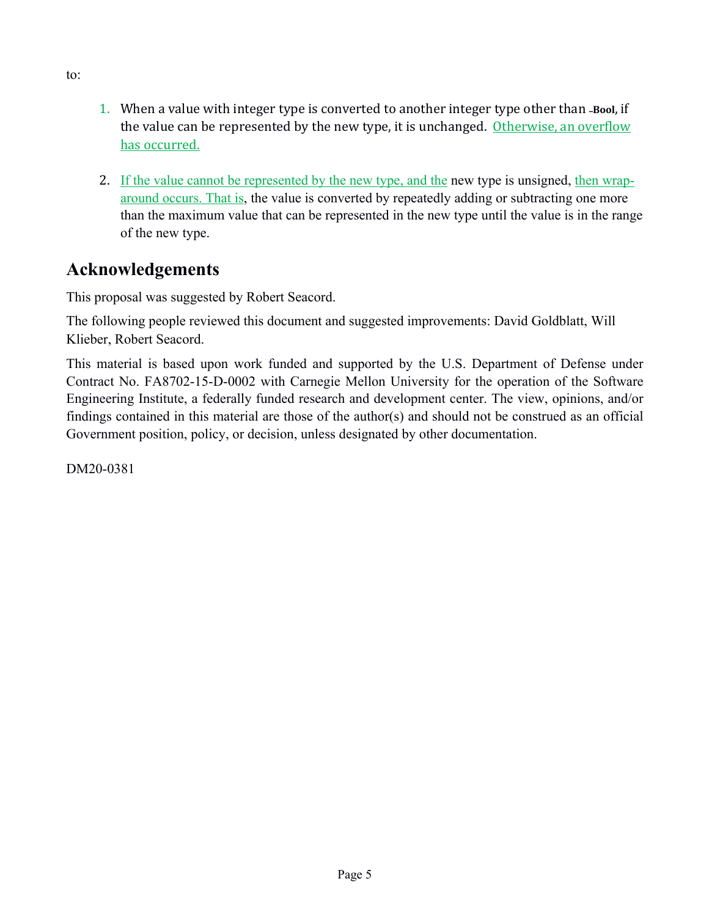to:

1. When a value with integer type is converted to another integer type other than _Bool, if the value can be represented by the new type, it is unchanged. Otherwise, an overflow has occurred.

2. If the value cannot be represented by the new type, and the new type is unsigned, then wrap-around occurs. That is, the value is converted by repeatedly adding or subtracting one more than the maximum value that can be represented in the new type until the value is in the range of the new type.

## Acknowledgements

This proposal was suggested by Robert Seacord.

The following people reviewed this document and suggested improvements: David Goldblatt, Will Klieber, Robert Seacord.

This material is based upon work funded and supported by the U.S. Department of Defense under Contract No. FA8702-15-D-0002 with Carnegie Mellon University for the operation of the Software Engineering Institute, a federally funded research and development center. The view, opinions, and/or findings contained in this material are those of the author(s) and should not be construed as an official Government position, policy, or decision, unless designated by other documentation.

DM20-0381